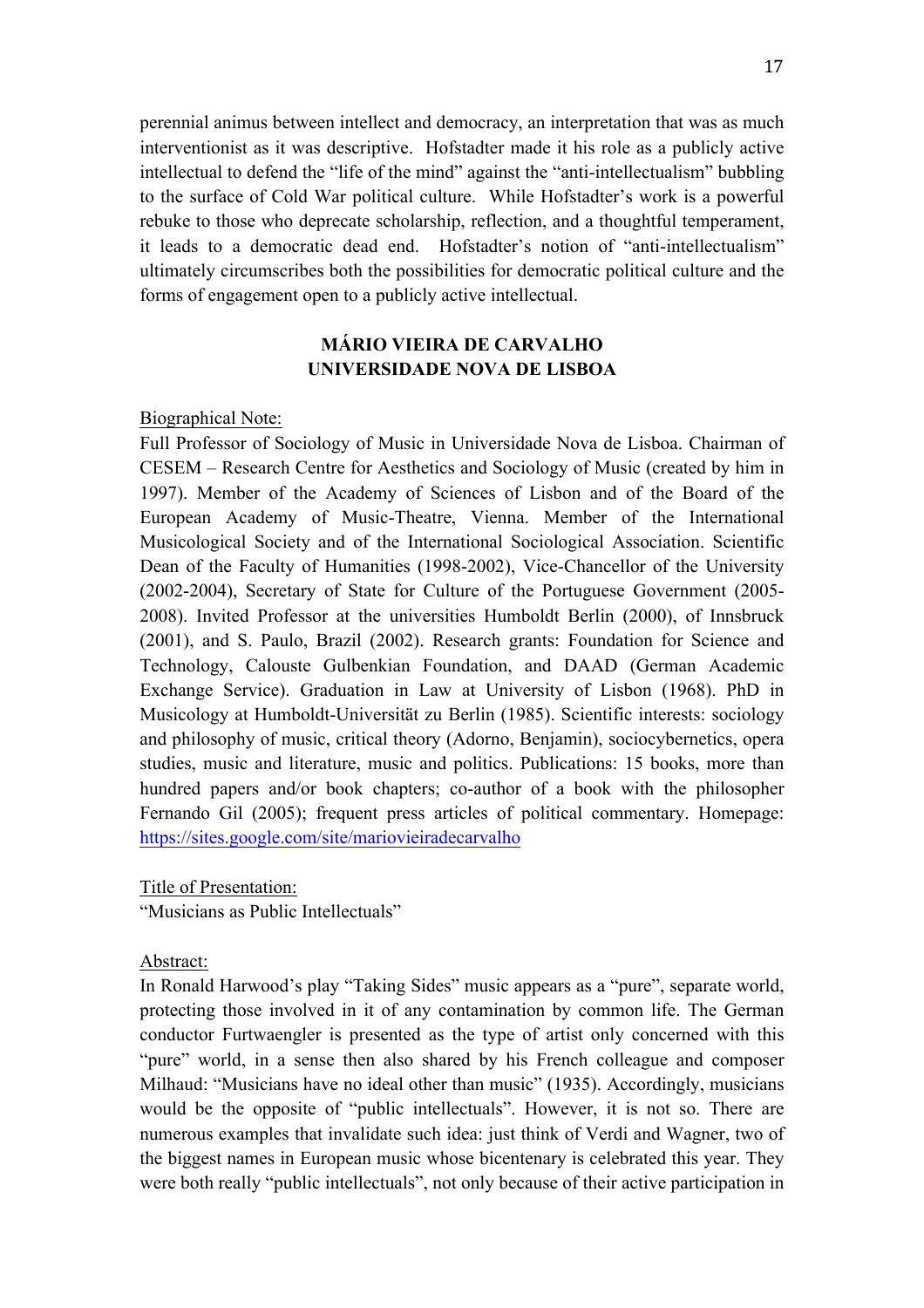perennial animus between intellect and democracy, an interpretation that was as much interventionist as it was descriptive. Hofstadter made it his role as a publicly active intellectual to defend the "life of the mind" against the "anti-intellectualism" bubbling to the surface of Cold War political culture. While Hofstadter's work is a powerful rebuke to those who deprecate scholarship, reflection, and a thoughtful temperament, it leads to a democratic dead end. Hofstadter's notion of "anti-intellectualism" ultimately circumscribes both the possibilities for democratic political culture and the forms of engagement open to a publicly active intellectual.

## MÁRIO VIEIRA DE CARVALHO
## UNIVERSIDADE NOVA DE LISBOA

Biographical Note:

Full Professor of Sociology of Music in Universidade Nova de Lisboa. Chairman of CESEM – Research Centre for Aesthetics and Sociology of Music (created by him in 1997). Member of the Academy of Sciences of Lisbon and of the Board of the European Academy of Music-Theatre, Vienna. Member of the International Musicological Society and of the International Sociological Association. Scientific Dean of the Faculty of Humanities (1998-2002), Vice-Chancellor of the University (2002-2004), Secretary of State for Culture of the Portuguese Government (2005-2008). Invited Professor at the universities Humboldt Berlin (2000), of Innsbruck (2001), and S. Paulo, Brazil (2002). Research grants: Foundation for Science and Technology, Calouste Gulbenkian Foundation, and DAAD (German Academic Exchange Service). Graduation in Law at University of Lisbon (1968). PhD in Musicology at Humboldt-Universität zu Berlin (1985). Scientific interests: sociology and philosophy of music, critical theory (Adorno, Benjamin), sociocybernetics, opera studies, music and literature, music and politics. Publications: 15 books, more than hundred papers and/or book chapters; co-author of a book with the philosopher Fernando Gil (2005); frequent press articles of political commentary. Homepage: https://sites.google.com/site/mariovieiradecarvalho

Title of Presentation:

"Musicians as Public Intellectuals"

Abstract:

In Ronald Harwood's play "Taking Sides" music appears as a "pure", separate world, protecting those involved in it of any contamination by common life. The German conductor Furtwaengler is presented as the type of artist only concerned with this "pure" world, in a sense then also shared by his French colleague and composer Milhaud: "Musicians have no ideal other than music" (1935). Accordingly, musicians would be the opposite of "public intellectuals". However, it is not so. There are numerous examples that invalidate such idea: just think of Verdi and Wagner, two of the biggest names in European music whose bicentenary is celebrated this year. They were both really "public intellectuals", not only because of their active participation in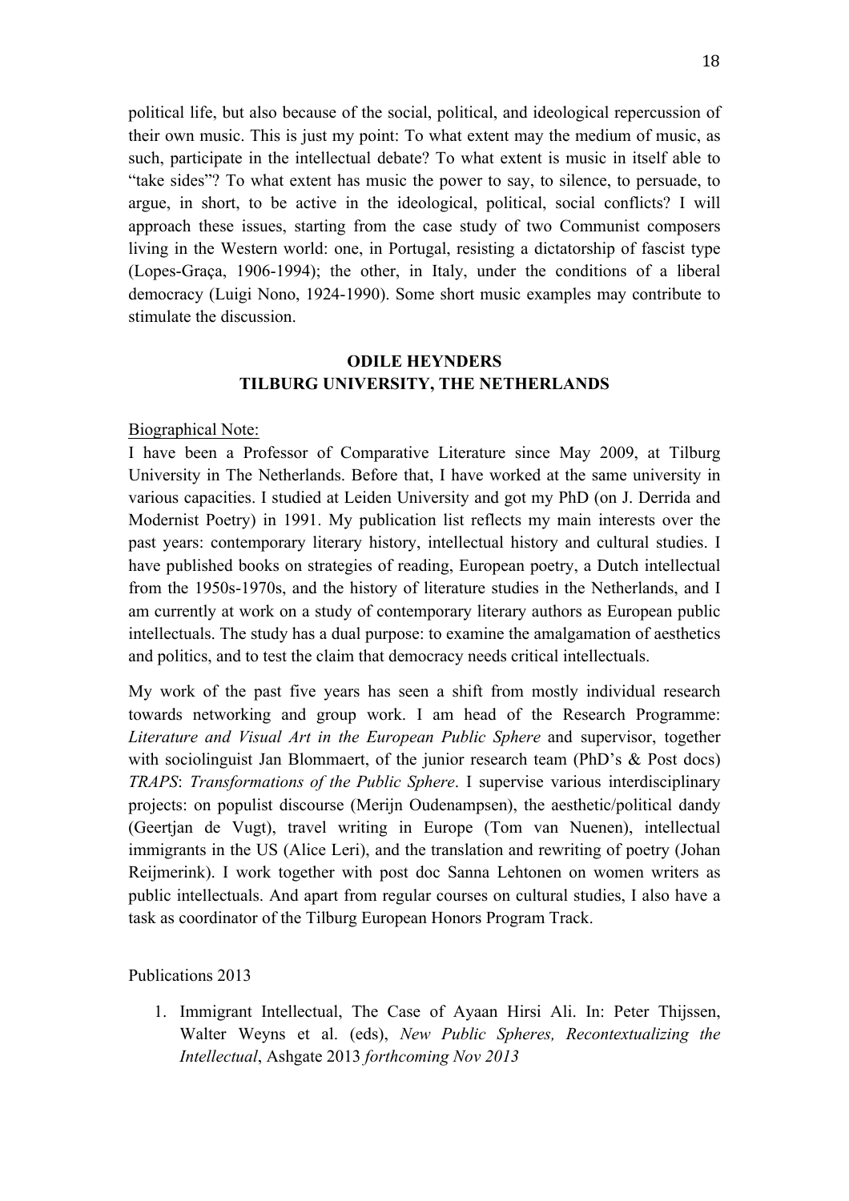political life, but also because of the social, political, and ideological repercussion of their own music. This is just my point: To what extent may the medium of music, as such, participate in the intellectual debate? To what extent is music in itself able to "take sides"? To what extent has music the power to say, to silence, to persuade, to argue, in short, to be active in the ideological, political, social conflicts? I will approach these issues, starting from the case study of two Communist composers living in the Western world: one, in Portugal, resisting a dictatorship of fascist type (Lopes-Graça, 1906-1994); the other, in Italy, under the conditions of a liberal democracy (Luigi Nono, 1924-1990). Some short music examples may contribute to stimulate the discussion.

## ODILE HEYNDERS
## TILBURG UNIVERSITY, THE NETHERLANDS

Biographical Note:

I have been a Professor of Comparative Literature since May 2009, at Tilburg University in The Netherlands. Before that, I have worked at the same university in various capacities. I studied at Leiden University and got my PhD (on J. Derrida and Modernist Poetry) in 1991. My publication list reflects my main interests over the past years: contemporary literary history, intellectual history and cultural studies. I have published books on strategies of reading, European poetry, a Dutch intellectual from the 1950s-1970s, and the history of literature studies in the Netherlands, and I am currently at work on a study of contemporary literary authors as European public intellectuals. The study has a dual purpose: to examine the amalgamation of aesthetics and politics, and to test the claim that democracy needs critical intellectuals.

My work of the past five years has seen a shift from mostly individual research towards networking and group work. I am head of the Research Programme: *Literature and Visual Art in the European Public Sphere* and supervisor, together with sociolinguist Jan Blommaert, of the junior research team (PhD's & Post docs) *TRAPS*: *Transformations of the Public Sphere*. I supervise various interdisciplinary projects: on populist discourse (Merijn Oudenampsen), the aesthetic/political dandy (Geertjan de Vugt), travel writing in Europe (Tom van Nuenen), intellectual immigrants in the US (Alice Leri), and the translation and rewriting of poetry (Johan Reijmerink). I work together with post doc Sanna Lehtonen on women writers as public intellectuals. And apart from regular courses on cultural studies, I also have a task as coordinator of the Tilburg European Honors Program Track.

Publications 2013

1. Immigrant Intellectual, The Case of Ayaan Hirsi Ali. In: Peter Thijssen, Walter Weyns et al. (eds), *New Public Spheres, Recontextualizing the Intellectual*, Ashgate 2013 *forthcoming Nov 2013*